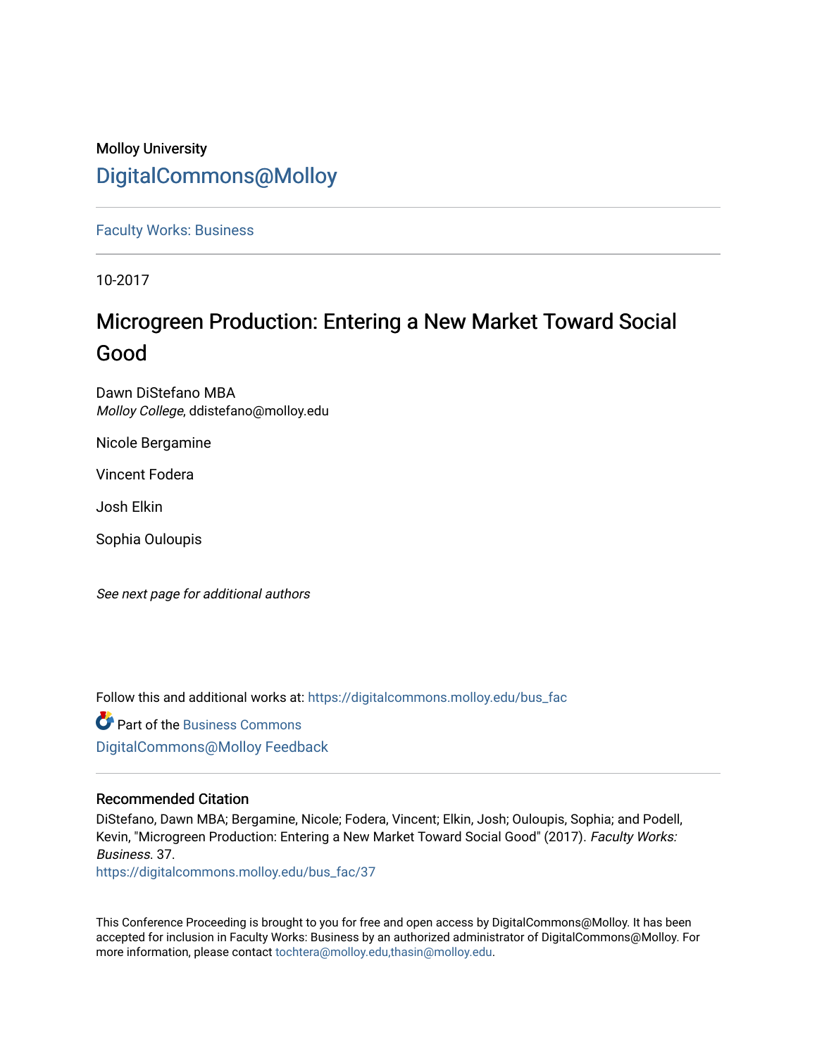Molloy University

# DigitalCommons@Molloy

Faculty Works: Business

10-2017

## Microgreen Production: Entering a New Market Toward Social Good

Dawn DiStefano MBA
*Molloy College*, ddistefano@molloy.edu

Nicole Bergamine

Vincent Fodera

Josh Elkin

Sophia Ouloupis

*See next page for additional authors*

Follow this and additional works at: https://digitalcommons.molloy.edu/bus_fac

Part of the Business Commons

DigitalCommons@Molloy Feedback

### Recommended Citation

DiStefano, Dawn MBA; Bergamine, Nicole; Fodera, Vincent; Elkin, Josh; Ouloupis, Sophia; and Podell, Kevin, "Microgreen Production: Entering a New Market Toward Social Good" (2017). *Faculty Works: Business*. 37.
https://digitalcommons.molloy.edu/bus_fac/37

This Conference Proceeding is brought to you for free and open access by DigitalCommons@Molloy. It has been accepted for inclusion in Faculty Works: Business by an authorized administrator of DigitalCommons@Molloy. For more information, please contact tochtera@molloy.edu,thasin@molloy.edu.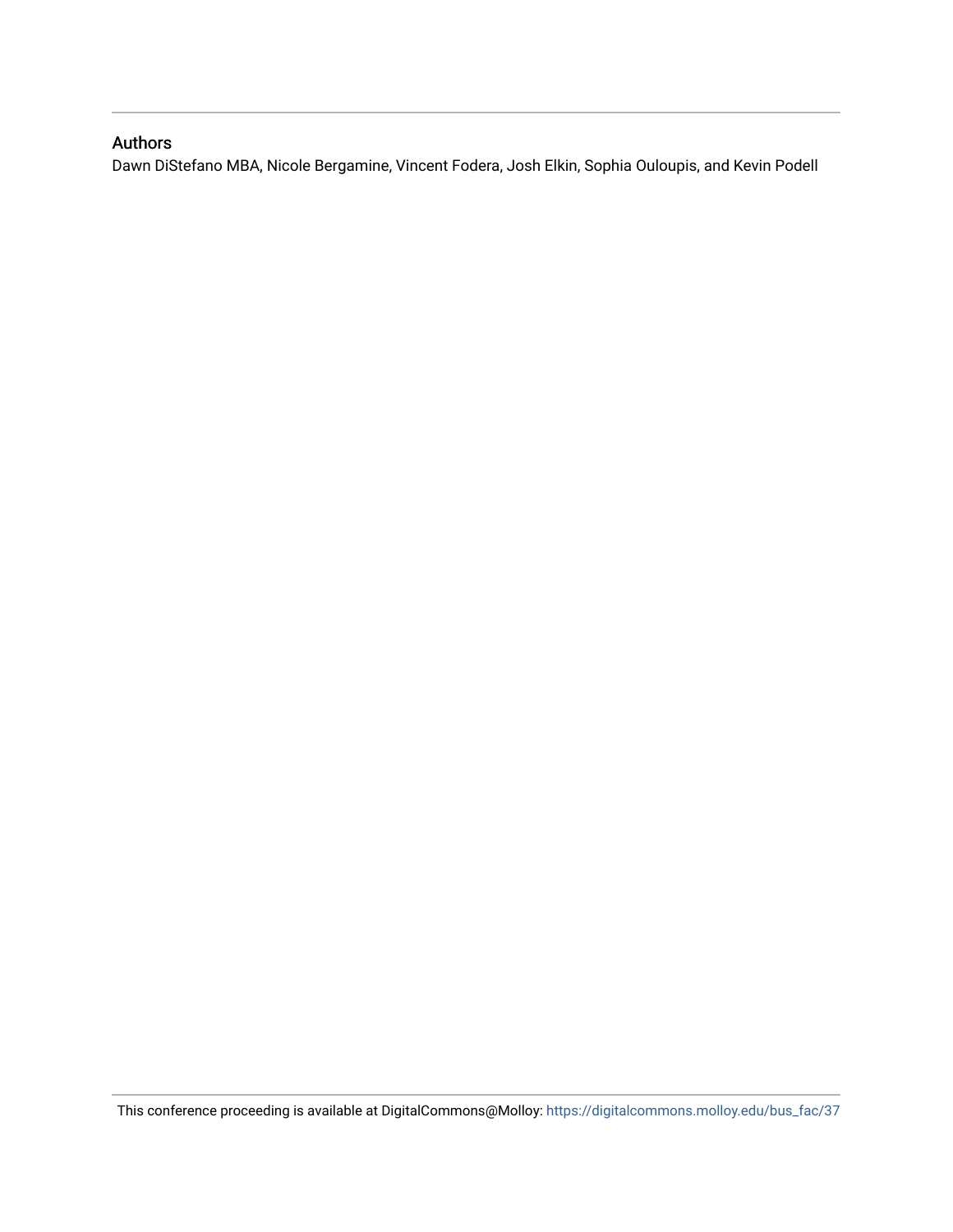## Authors

Dawn DiStefano MBA, Nicole Bergamine, Vincent Fodera, Josh Elkin, Sophia Ouloupis, and Kevin Podell

This conference proceeding is available at DigitalCommons@Molloy: https://digitalcommons.molloy.edu/bus_fac/37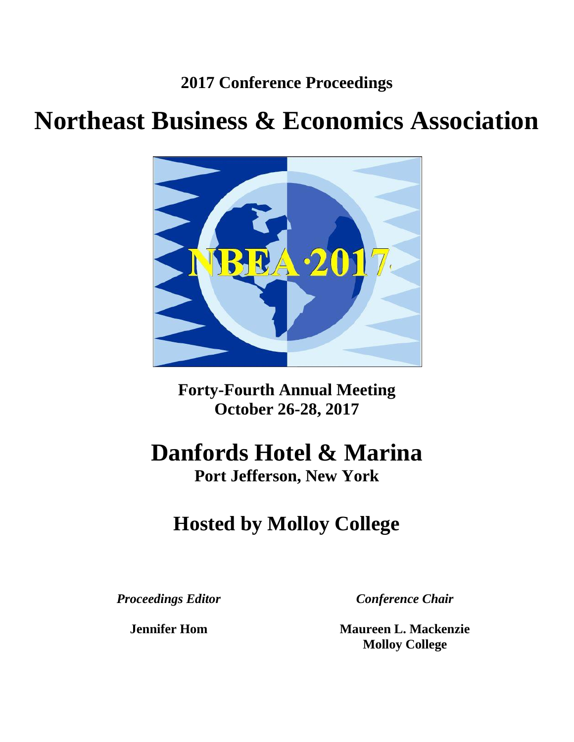**2017 Conference Proceedings**

# Northeast Business & Economics Association

**Forty-Fourth Annual Meeting**
**October 26-28, 2017**

## Danfords Hotel & Marina

**Port Jefferson, New York**

## Hosted by Molloy College

***Proceedings Editor***

**Jennifer Hom**

***Conference Chair***

**Maureen L. Mackenzie**
**Molloy College**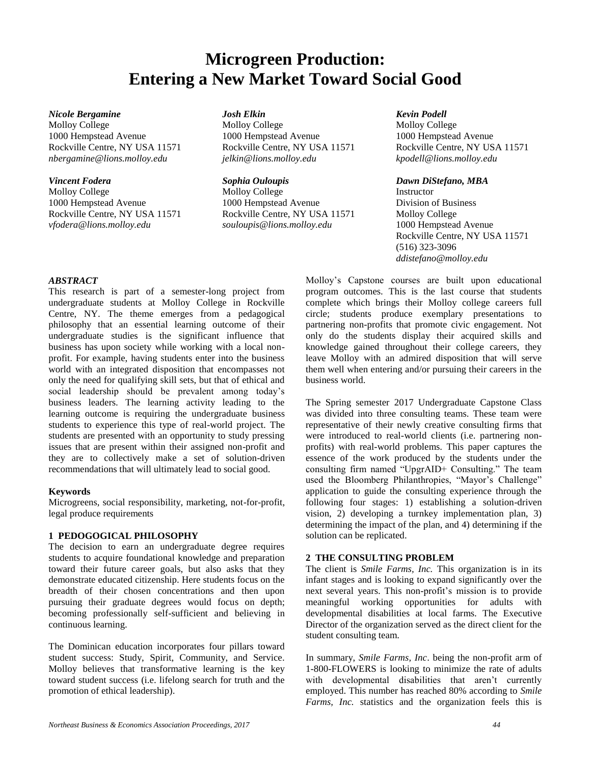# Microgreen Production: Entering a New Market Toward Social Good

***Nicole Bergamine***
Molloy College
1000 Hempstead Avenue
Rockville Centre, NY USA 11571
*nbergamine@lions.molloy.edu*

***Josh Elkin***
Molloy College
1000 Hempstead Avenue
Rockville Centre, NY USA 11571
*jelkin@lions.molloy.edu*

***Kevin Podell***
Molloy College
1000 Hempstead Avenue
Rockville Centre, NY USA 11571
*kpodell@lions.molloy.edu*

***Vincent Fodera***
Molloy College
1000 Hempstead Avenue
Rockville Centre, NY USA 11571
*vfodera@lions.molloy.edu*

***Sophia Ouloupis***
Molloy College
1000 Hempstead Avenue
Rockville Centre, NY USA 11571
*souloupis@lions.molloy.edu*

***Dawn DiStefano, MBA***
Instructor
Division of Business
Molloy College
1000 Hempstead Avenue
Rockville Centre, NY USA 11571
(516) 323-3096
*ddistefano@molloy.edu*

***ABSTRACT***

This research is part of a semester-long project from undergraduate students at Molloy College in Rockville Centre, NY. The theme emerges from a pedagogical philosophy that an essential learning outcome of their undergraduate studies is the significant influence that business has upon society while working with a local non-profit. For example, having students enter into the business world with an integrated disposition that encompasses not only the need for qualifying skill sets, but that of ethical and social leadership should be prevalent among today's business leaders. The learning activity leading to the learning outcome is requiring the undergraduate business students to experience this type of real-world project. The students are presented with an opportunity to study pressing issues that are present within their assigned non-profit and they are to collectively make a set of solution-driven recommendations that will ultimately lead to social good.

**Keywords**

Microgreens, social responsibility, marketing, not-for-profit, legal produce requirements

## 1 PEDOGOGICAL PHILOSOPHY

The decision to earn an undergraduate degree requires students to acquire foundational knowledge and preparation toward their future career goals, but also asks that they demonstrate educated citizenship. Here students focus on the breadth of their chosen concentrations and then upon pursuing their graduate degrees would focus on depth; becoming professionally self-sufficient and believing in continuous learning.

The Dominican education incorporates four pillars toward student success: Study, Spirit, Community, and Service. Molloy believes that transformative learning is the key toward student success (i.e. lifelong search for truth and the promotion of ethical leadership).

Molloy's Capstone courses are built upon educational program outcomes. This is the last course that students complete which brings their Molloy college careers full circle; students produce exemplary presentations to partnering non-profits that promote civic engagement. Not only do the students display their acquired skills and knowledge gained throughout their college careers, they leave Molloy with an admired disposition that will serve them well when entering and/or pursuing their careers in the business world.

The Spring semester 2017 Undergraduate Capstone Class was divided into three consulting teams. These team were representative of their newly creative consulting firms that were introduced to real-world clients (i.e. partnering non-profits) with real-world problems. This paper captures the essence of the work produced by the students under the consulting firm named "UpgrAID+ Consulting." The team used the Bloomberg Philanthropies, "Mayor's Challenge" application to guide the consulting experience through the following four stages: 1) establishing a solution-driven vision, 2) developing a turnkey implementation plan, 3) determining the impact of the plan, and 4) determining if the solution can be replicated.

## 2 THE CONSULTING PROBLEM

The client is *Smile Farms, Inc.* This organization is in its infant stages and is looking to expand significantly over the next several years. This non-profit's mission is to provide meaningful working opportunities for adults with developmental disabilities at local farms. The Executive Director of the organization served as the direct client for the student consulting team.

In summary, *Smile Farms, Inc*. being the non-profit arm of 1-800-FLOWERS is looking to minimize the rate of adults with developmental disabilities that aren't currently employed. This number has reached 80% according to *Smile Farms, Inc.* statistics and the organization feels this is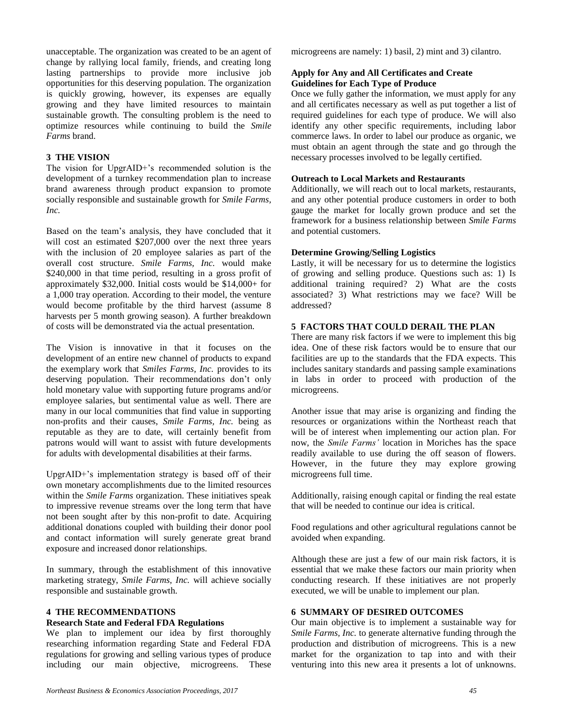unacceptable. The organization was created to be an agent of change by rallying local family, friends, and creating long lasting partnerships to provide more inclusive job opportunities for this deserving population. The organization is quickly growing, however, its expenses are equally growing and they have limited resources to maintain sustainable growth. The consulting problem is the need to optimize resources while continuing to build the *Smile Farms* brand.

## 3 THE VISION

The vision for UpgrAID+'s recommended solution is the development of a turnkey recommendation plan to increase brand awareness through product expansion to promote socially responsible and sustainable growth for *Smile Farms, Inc.*

Based on the team's analysis, they have concluded that it will cost an estimated $207,000 over the next three years with the inclusion of 20 employee salaries as part of the overall cost structure. *Smile Farms, Inc.* would make $240,000 in that time period, resulting in a gross profit of approximately $32,000. Initial costs would be $14,000+ for a 1,000 tray operation. According to their model, the venture would become profitable by the third harvest (assume 8 harvests per 5 month growing season). A further breakdown of costs will be demonstrated via the actual presentation.

The Vision is innovative in that it focuses on the development of an entire new channel of products to expand the exemplary work that *Smiles Farms, Inc.* provides to its deserving population. Their recommendations don't only hold monetary value with supporting future programs and/or employee salaries, but sentimental value as well. There are many in our local communities that find value in supporting non-profits and their causes, *Smile Farms, Inc.* being as reputable as they are to date, will certainly benefit from patrons would will want to assist with future developments for adults with developmental disabilities at their farms.

UpgrAID+'s implementation strategy is based off of their own monetary accomplishments due to the limited resources within the *Smile Farms* organization. These initiatives speak to impressive revenue streams over the long term that have not been sought after by this non-profit to date. Acquiring additional donations coupled with building their donor pool and contact information will surely generate great brand exposure and increased donor relationships.

In summary, through the establishment of this innovative marketing strategy, *Smile Farms, Inc.* will achieve socially responsible and sustainable growth.

## 4 THE RECOMMENDATIONS

### Research State and Federal FDA Regulations

We plan to implement our idea by first thoroughly researching information regarding State and Federal FDA regulations for growing and selling various types of produce including our main objective, microgreens. These microgreens are namely: 1) basil, 2) mint and 3) cilantro.

### Apply for Any and All Certificates and Create Guidelines for Each Type of Produce

Once we fully gather the information, we must apply for any and all certificates necessary as well as put together a list of required guidelines for each type of produce. We will also identify any other specific requirements, including labor commerce laws. In order to label our produce as organic, we must obtain an agent through the state and go through the necessary processes involved to be legally certified.

### Outreach to Local Markets and Restaurants

Additionally, we will reach out to local markets, restaurants, and any other potential produce customers in order to both gauge the market for locally grown produce and set the framework for a business relationship between *Smile Farms* and potential customers.

### Determine Growing/Selling Logistics

Lastly, it will be necessary for us to determine the logistics of growing and selling produce. Questions such as: 1) Is additional training required? 2) What are the costs associated? 3) What restrictions may we face? Will be addressed?

## 5 FACTORS THAT COULD DERAIL THE PLAN

There are many risk factors if we were to implement this big idea. One of these risk factors would be to ensure that our facilities are up to the standards that the FDA expects. This includes sanitary standards and passing sample examinations in labs in order to proceed with production of the microgreens.

Another issue that may arise is organizing and finding the resources or organizations within the Northeast reach that will be of interest when implementing our action plan. For now, the *Smile Farms'* location in Moriches has the space readily available to use during the off season of flowers. However, in the future they may explore growing microgreens full time.

Additionally, raising enough capital or finding the real estate that will be needed to continue our idea is critical.

Food regulations and other agricultural regulations cannot be avoided when expanding.

Although these are just a few of our main risk factors, it is essential that we make these factors our main priority when conducting research. If these initiatives are not properly executed, we will be unable to implement our plan.

## 6 SUMMARY OF DESIRED OUTCOMES

Our main objective is to implement a sustainable way for *Smile Farms, Inc.* to generate alternative funding through the production and distribution of microgreens. This is a new market for the organization to tap into and with their venturing into this new area it presents a lot of unknowns.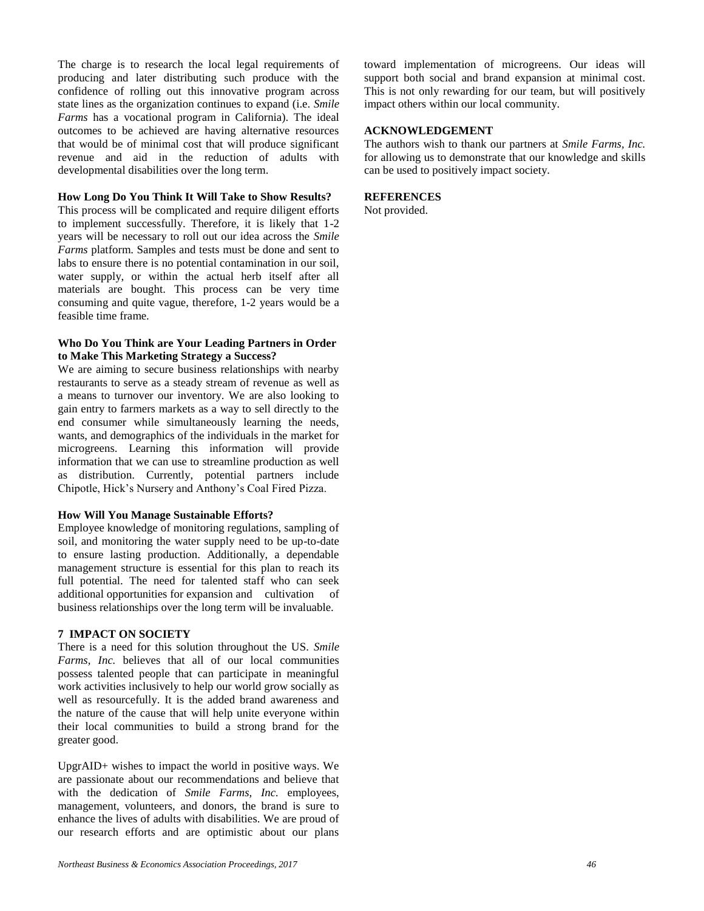The charge is to research the local legal requirements of producing and later distributing such produce with the confidence of rolling out this innovative program across state lines as the organization continues to expand (i.e. *Smile Farms* has a vocational program in California). The ideal outcomes to be achieved are having alternative resources that would be of minimal cost that will produce significant revenue and aid in the reduction of adults with developmental disabilities over the long term.

**How Long Do You Think It Will Take to Show Results?**

This process will be complicated and require diligent efforts to implement successfully. Therefore, it is likely that 1-2 years will be necessary to roll out our idea across the *Smile Farms* platform. Samples and tests must be done and sent to labs to ensure there is no potential contamination in our soil, water supply, or within the actual herb itself after all materials are bought. This process can be very time consuming and quite vague, therefore, 1-2 years would be a feasible time frame.

**Who Do You Think are Your Leading Partners in Order to Make This Marketing Strategy a Success?**

We are aiming to secure business relationships with nearby restaurants to serve as a steady stream of revenue as well as a means to turnover our inventory. We are also looking to gain entry to farmers markets as a way to sell directly to the end consumer while simultaneously learning the needs, wants, and demographics of the individuals in the market for microgreens. Learning this information will provide information that we can use to streamline production as well as distribution. Currently, potential partners include Chipotle, Hick's Nursery and Anthony's Coal Fired Pizza.

**How Will You Manage Sustainable Efforts?**

Employee knowledge of monitoring regulations, sampling of soil, and monitoring the water supply need to be up-to-date to ensure lasting production. Additionally, a dependable management structure is essential for this plan to reach its full potential. The need for talented staff who can seek additional opportunities for expansion and cultivation of business relationships over the long term will be invaluable.

## 7 IMPACT ON SOCIETY

There is a need for this solution throughout the US. *Smile Farms, Inc.* believes that all of our local communities possess talented people that can participate in meaningful work activities inclusively to help our world grow socially as well as resourcefully. It is the added brand awareness and the nature of the cause that will help unite everyone within their local communities to build a strong brand for the greater good.

UpgrAID+ wishes to impact the world in positive ways. We are passionate about our recommendations and believe that with the dedication of *Smile Farms, Inc.* employees, management, volunteers, and donors, the brand is sure to enhance the lives of adults with disabilities. We are proud of our research efforts and are optimistic about our plans toward implementation of microgreens. Our ideas will support both social and brand expansion at minimal cost. This is not only rewarding for our team, but will positively impact others within our local community.

## ACKNOWLEDGEMENT

The authors wish to thank our partners at *Smile Farms, Inc.* for allowing us to demonstrate that our knowledge and skills can be used to positively impact society.

## REFERENCES

Not provided.